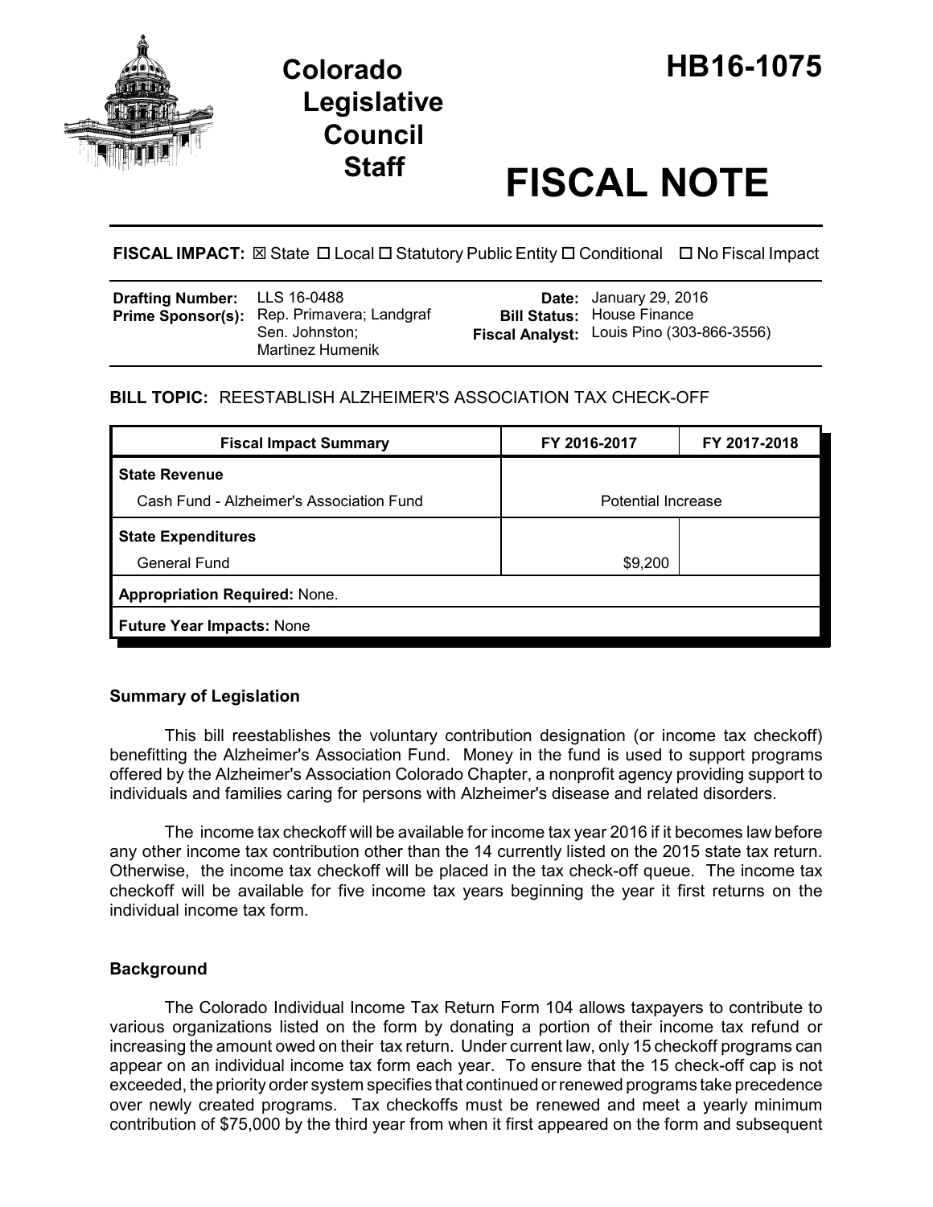# Colorado Legislative Council Staff

# HB16-1075

# FISCAL NOTE

**FISCAL IMPACT:** ☒ State ☐ Local ☐ Statutory Public Entity ☐ Conditional ☐ No Fiscal Impact

| | | | |
|---|---|---|---|
| **Drafting Number:** | LLS 16-0488 | **Date:** | January 29, 2016 |
| **Prime Sponsor(s):** | Rep. Primavera; Landgraf<br>Sen. Johnston;<br>Martinez Humenik | **Bill Status:** | House Finance |
| | | **Fiscal Analyst:** | Louis Pino (303-866-3556) |

## BILL TOPIC: REESTABLISH ALZHEIMER'S ASSOCIATION TAX CHECK-OFF

| Fiscal Impact Summary | FY 2016-2017 | FY 2017-2018 |
|---|---|---|
| **State Revenue** | | |
| Cash Fund - Alzheimer's Association Fund | Potential Increase | |
| **State Expenditures** | | |
| General Fund | $9,200 | |
| **Appropriation Required:** None. | | |
| **Future Year Impacts:** None | | |

### Summary of Legislation

This bill reestablishes the voluntary contribution designation (or income tax checkoff) benefitting the Alzheimer's Association Fund. Money in the fund is used to support programs offered by the Alzheimer's Association Colorado Chapter, a nonprofit agency providing support to individuals and families caring for persons with Alzheimer's disease and related disorders.

The income tax checkoff will be available for income tax year 2016 if it becomes law before any other income tax contribution other than the 14 currently listed on the 2015 state tax return. Otherwise, the income tax checkoff will be placed in the tax check-off queue. The income tax checkoff will be available for five income tax years beginning the year it first returns on the individual income tax form.

### Background

The Colorado Individual Income Tax Return Form 104 allows taxpayers to contribute to various organizations listed on the form by donating a portion of their income tax refund or increasing the amount owed on their tax return. Under current law, only 15 checkoff programs can appear on an individual income tax form each year. To ensure that the 15 check-off cap is not exceeded, the priority order system specifies that continued or renewed programs take precedence over newly created programs. Tax checkoffs must be renewed and meet a yearly minimum contribution of $75,000 by the third year from when it first appeared on the form and subsequent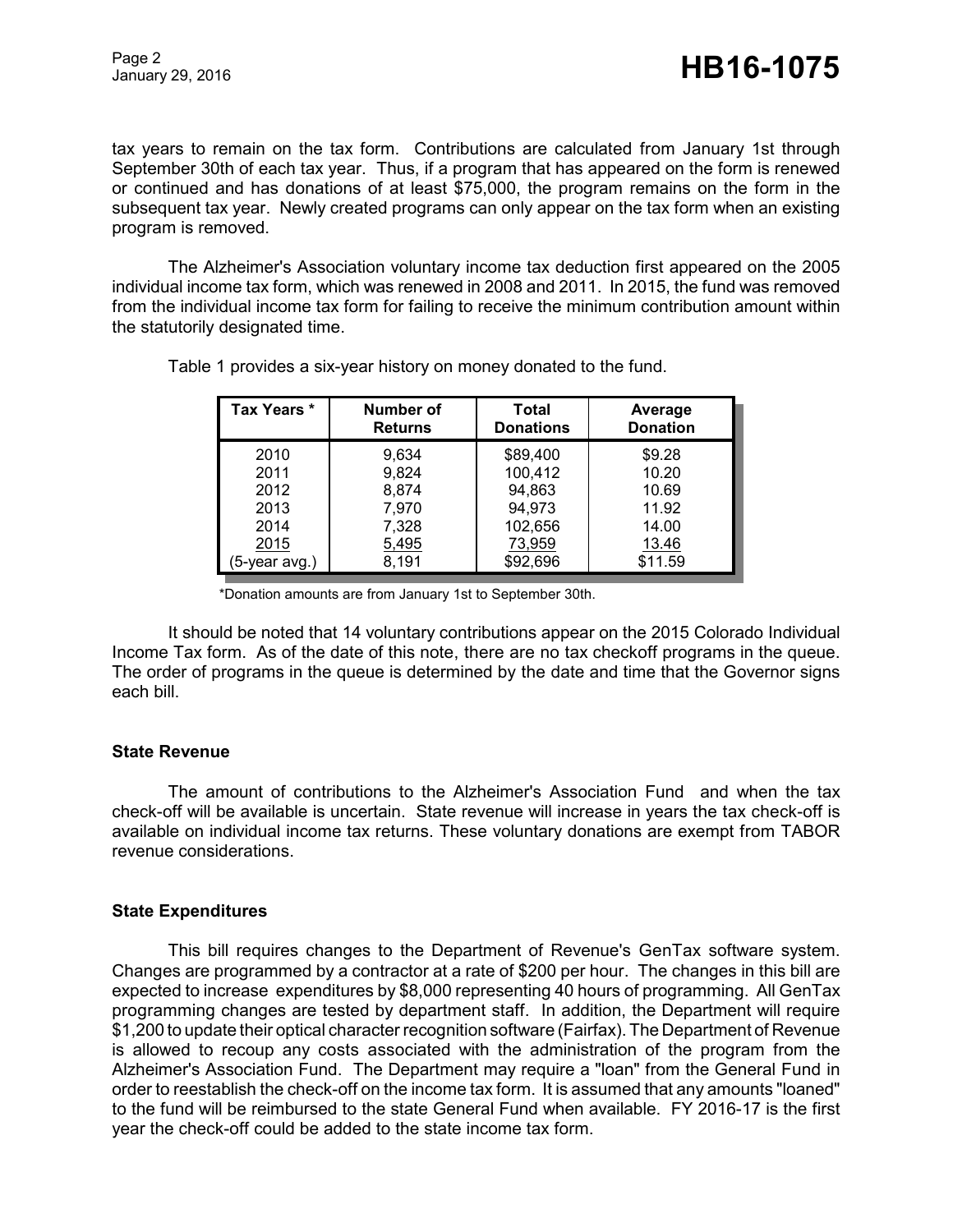tax years to remain on the tax form. Contributions are calculated from January 1st through September 30th of each tax year. Thus, if a program that has appeared on the form is renewed or continued and has donations of at least $75,000, the program remains on the form in the subsequent tax year. Newly created programs can only appear on the tax form when an existing program is removed.

The Alzheimer's Association voluntary income tax deduction first appeared on the 2005 individual income tax form, which was renewed in 2008 and 2011. In 2015, the fund was removed from the individual income tax form for failing to receive the minimum contribution amount within the statutorily designated time.

Table 1 provides a six-year history on money donated to the fund.

| Tax Years * | Number of Returns | Total Donations | Average Donation |
|---|---|---|---|
| 2010 | 9,634 | $89,400 | $9.28 |
| 2011 | 9,824 | 100,412 | 10.20 |
| 2012 | 8,874 | 94,863 | 10.69 |
| 2013 | 7,970 | 94,973 | 11.92 |
| 2014 | 7,328 | 102,656 | 14.00 |
| 2015 | 5,495 | 73,959 | 13.46 |
| (5-year avg.) | 8,191 | $92,696 | $11.59 |

*Donation amounts are from January 1st to September 30th.

It should be noted that 14 voluntary contributions appear on the 2015 Colorado Individual Income Tax form. As of the date of this note, there are no tax checkoff programs in the queue. The order of programs in the queue is determined by the date and time that the Governor signs each bill.

### State Revenue

The amount of contributions to the Alzheimer's Association Fund and when the tax check-off will be available is uncertain. State revenue will increase in years the tax check-off is available on individual income tax returns. These voluntary donations are exempt from TABOR revenue considerations.

### State Expenditures

This bill requires changes to the Department of Revenue's GenTax software system. Changes are programmed by a contractor at a rate of $200 per hour. The changes in this bill are expected to increase expenditures by $8,000 representing 40 hours of programming. All GenTax programming changes are tested by department staff. In addition, the Department will require $1,200 to update their optical character recognition software (Fairfax). The Department of Revenue is allowed to recoup any costs associated with the administration of the program from the Alzheimer's Association Fund. The Department may require a "loan" from the General Fund in order to reestablish the check-off on the income tax form. It is assumed that any amounts "loaned" to the fund will be reimbursed to the state General Fund when available. FY 2016-17 is the first year the check-off could be added to the state income tax form.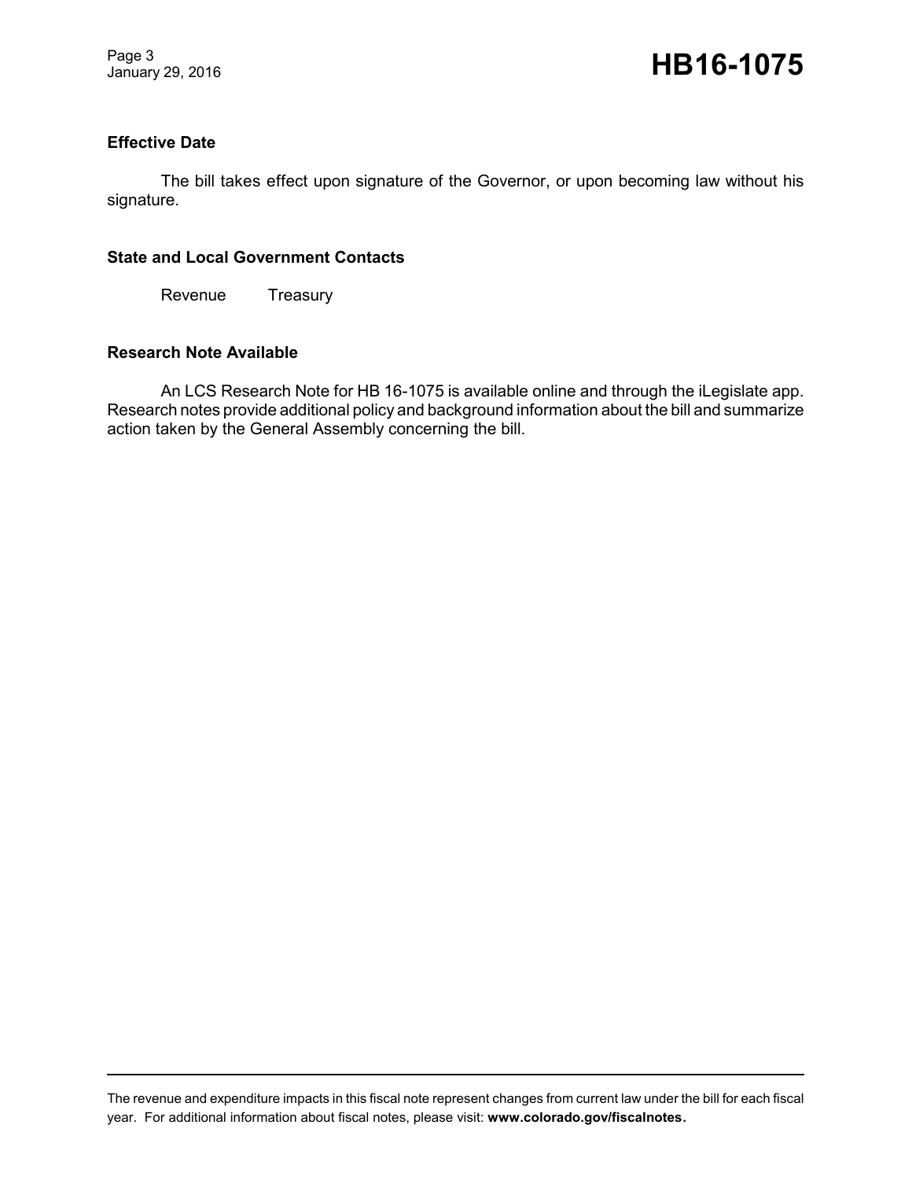### Effective Date

The bill takes effect upon signature of the Governor, or upon becoming law without his signature.

### State and Local Government Contacts

Revenue    Treasury

### Research Note Available

An LCS Research Note for HB 16-1075 is available online and through the iLegislate app. Research notes provide additional policy and background information about the bill and summarize action taken by the General Assembly concerning the bill.

The revenue and expenditure impacts in this fiscal note represent changes from current law under the bill for each fiscal year. For additional information about fiscal notes, please visit: **www.colorado.gov/fiscalnotes.**